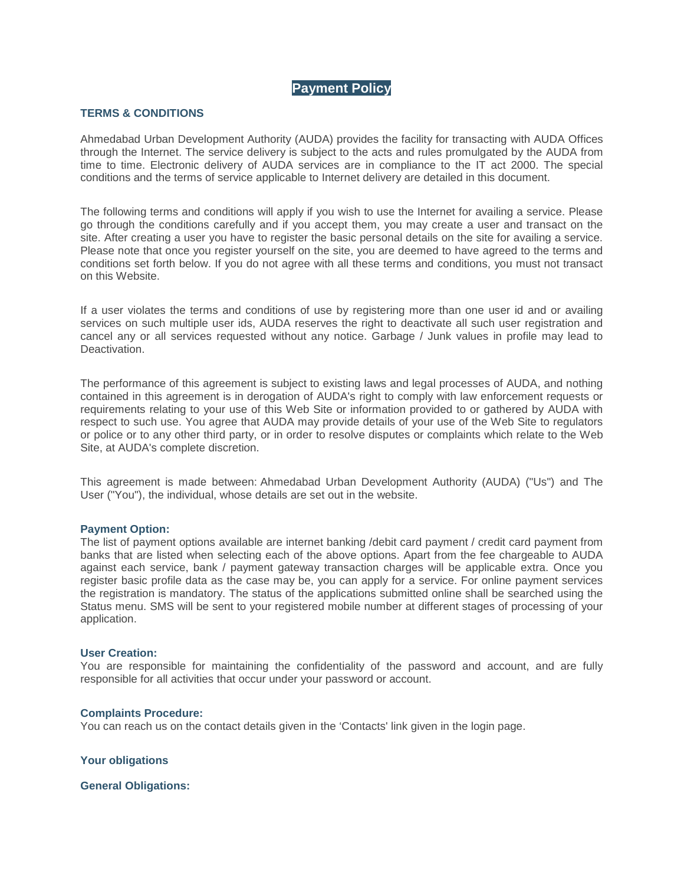# Payment Policy

## TERMS & CONDITIONS

Ahmedabad Urban Development Authority (AUDA) provides the facility for transacting with AUDA Offices through the Internet. The service delivery is subject to the acts and rules promulgated by the AUDA from time to time. Electronic delivery of AUDA services are in compliance to the IT act 2000. The special conditions and the terms of service applicable to Internet delivery are detailed in this document.

The following terms and conditions will apply if you wish to use the Internet for availing a service. Please go through the conditions carefully and if you accept them, you may create a user and transact on the site. After creating a user you have to register the basic personal details on the site for availing a service. Please note that once you register yourself on the site, you are deemed to have agreed to the terms and conditions set forth below. If you do not agree with all these terms and conditions, you must not transact on this Website.

If a user violates the terms and conditions of use by registering more than one user id and or availing services on such multiple user ids, AUDA reserves the right to deactivate all such user registration and cancel any or all services requested without any notice. Garbage / Junk values in profile may lead to Deactivation.

The performance of this agreement is subject to existing laws and legal processes of AUDA, and nothing contained in this agreement is in derogation of AUDA's right to comply with law enforcement requests or requirements relating to your use of this Web Site or information provided to or gathered by AUDA with respect to such use. You agree that AUDA may provide details of your use of the Web Site to regulators or police or to any other third party, or in order to resolve disputes or complaints which relate to the Web Site, at AUDA's complete discretion.

This agreement is made between: Ahmedabad Urban Development Authority (AUDA) ("Us") and The User ("You"), the individual, whose details are set out in the website.

### Payment Option:

The list of payment options available are internet banking /debit card payment / credit card payment from banks that are listed when selecting each of the above options. Apart from the fee chargeable to AUDA against each service, bank / payment gateway transaction charges will be applicable extra. Once you register basic profile data as the case may be, you can apply for a service. For online payment services the registration is mandatory. The status of the applications submitted online shall be searched using the Status menu. SMS will be sent to your registered mobile number at different stages of processing of your application.

### User Creation:

You are responsible for maintaining the confidentiality of the password and account, and are fully responsible for all activities that occur under your password or account.

### Complaints Procedure:

You can reach us on the contact details given in the 'Contacts' link given in the login page.

### Your obligations

### General Obligations: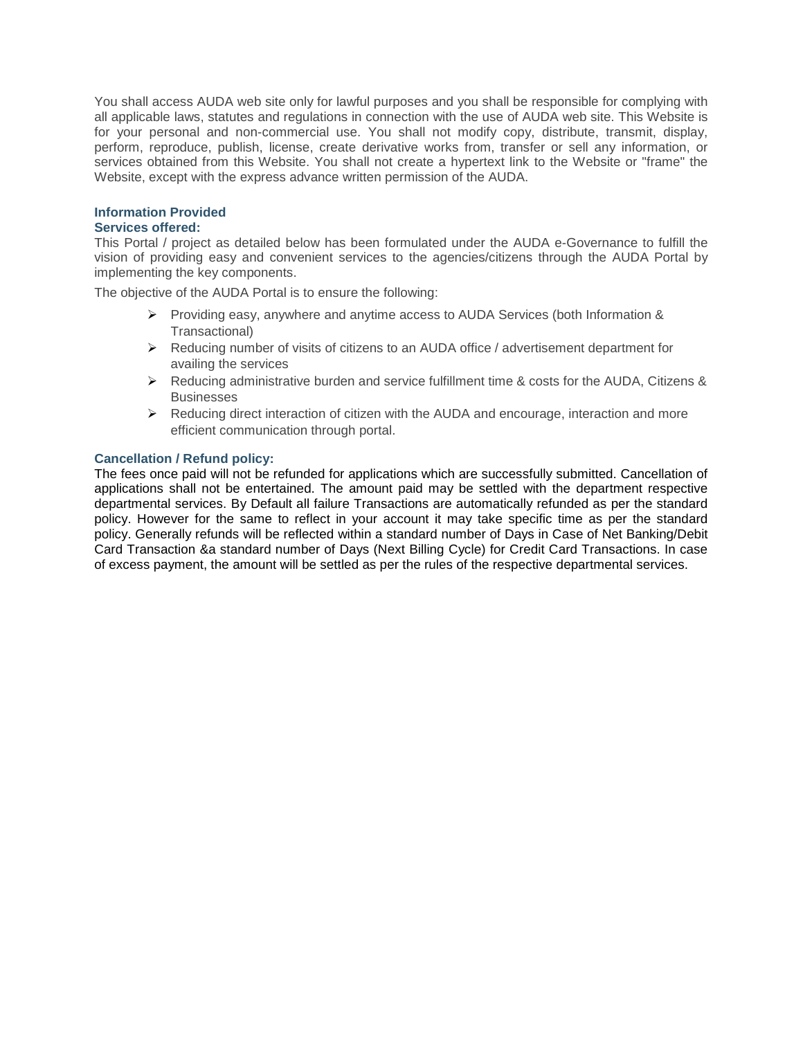You shall access AUDA web site only for lawful purposes and you shall be responsible for complying with all applicable laws, statutes and regulations in connection with the use of AUDA web site. This Website is for your personal and non-commercial use. You shall not modify copy, distribute, transmit, display, perform, reproduce, publish, license, create derivative works from, transfer or sell any information, or services obtained from this Website. You shall not create a hypertext link to the Website or "frame" the Website, except with the express advance written permission of the AUDA.

### Information Provided

### Services offered:

This Portal / project as detailed below has been formulated under the AUDA e-Governance to fulfill the vision of providing easy and convenient services to the agencies/citizens through the AUDA Portal by implementing the key components.

The objective of the AUDA Portal is to ensure the following:

- Providing easy, anywhere and anytime access to AUDA Services (both Information & Transactional)
- Reducing number of visits of citizens to an AUDA office / advertisement department for availing the services
- Reducing administrative burden and service fulfillment time & costs for the AUDA, Citizens & Businesses
- Reducing direct interaction of citizen with the AUDA and encourage, interaction and more efficient communication through portal.

### Cancellation / Refund policy:

The fees once paid will not be refunded for applications which are successfully submitted. Cancellation of applications shall not be entertained. The amount paid may be settled with the department respective departmental services. By Default all failure Transactions are automatically refunded as per the standard policy. However for the same to reflect in your account it may take specific time as per the standard policy. Generally refunds will be reflected within a standard number of Days in Case of Net Banking/Debit Card Transaction &a standard number of Days (Next Billing Cycle) for Credit Card Transactions. In case of excess payment, the amount will be settled as per the rules of the respective departmental services.